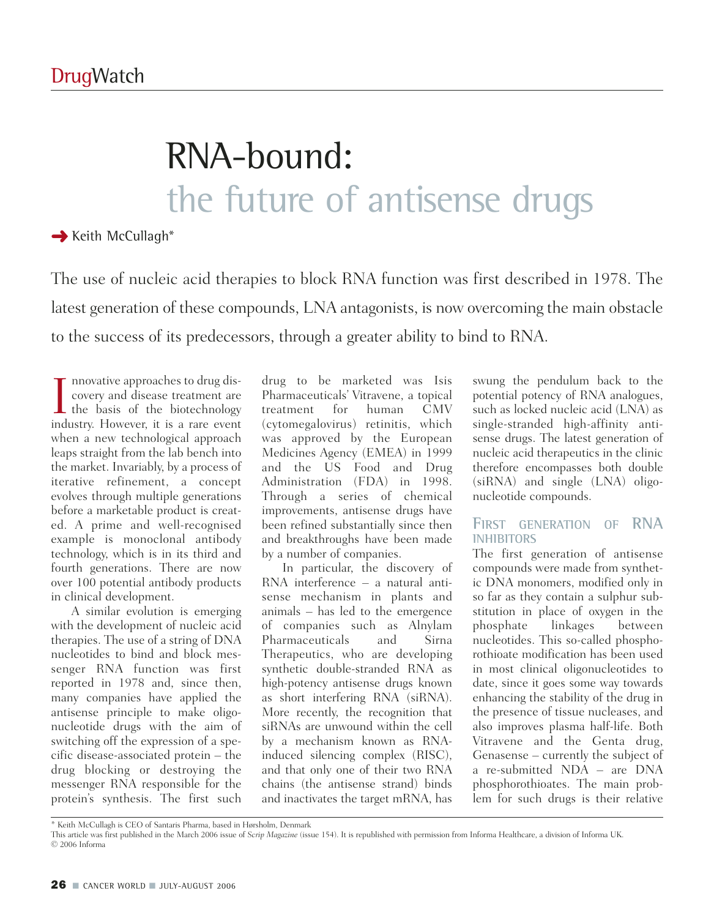# RNA-bound: the future of antisense drugs

Keith McCullagh*

The use of nucleic acid therapies to block RNA function was first described in 1978. The latest generation of these compounds, LNA antagonists, is now overcoming the main obstacle to the success of its predecessors, through a greater ability to bind to RNA.

Innovative approaches to drug discovery and disease treatment are the basis of the biotechnology industry. However, it is a rare event when a new technological approach leaps straight from the lab bench into the market. Invariably, by a process of iterative refinement, a concept evolves through multiple generations before a marketable product is created. A prime and well-recognised example is monoclonal antibody technology, which is in its third and fourth generations. There are now over 100 potential antibody products in clinical development.

A similar evolution is emerging with the development of nucleic acid therapies. The use of a string of DNA nucleotides to bind and block messenger RNA function was first reported in 1978 and, since then, many companies have applied the antisense principle to make oligonucleotide drugs with the aim of switching off the expression of a specific disease-associated protein – the drug blocking or destroying the messenger RNA responsible for the protein's synthesis. The first such drug to be marketed was Isis Pharmaceuticals' Vitravene, a topical treatment for human CMV (cytomegalovirus) retinitis, which was approved by the European Medicines Agency (EMEA) in 1999 and the US Food and Drug Administration (FDA) in 1998. Through a series of chemical improvements, antisense drugs have been refined substantially since then and breakthroughs have been made by a number of companies.

In particular, the discovery of RNA interference – a natural antisense mechanism in plants and animals – has led to the emergence of companies such as Alnylam Pharmaceuticals and Sirna Therapeutics, who are developing synthetic double-stranded RNA as high-potency antisense drugs known as short interfering RNA (siRNA). More recently, the recognition that siRNAs are unwound within the cell by a mechanism known as RNA-induced silencing complex (RISC), and that only one of their two RNA chains (the antisense strand) binds and inactivates the target mRNA, has swung the pendulum back to the potential potency of RNA analogues, such as locked nucleic acid (LNA) as single-stranded high-affinity antisense drugs. The latest generation of nucleic acid therapeutics in the clinic therefore encompasses both double (siRNA) and single (LNA) oligonucleotide compounds.

## First generation of RNA inhibitors

The first generation of antisense compounds were made from synthetic DNA monomers, modified only in so far as they contain a sulphur substitution in place of oxygen in the phosphate linkages between nucleotides. This so-called phosphorothioate modification has been used in most clinical oligonucleotides to date, since it goes some way towards enhancing the stability of the drug in the presence of tissue nucleases, and also improves plasma half-life. Both Vitravene and the Genta drug, Genasense – currently the subject of a re-submitted NDA – are DNA phosphorothioates. The main problem for such drugs is their relative

\* Keith McCullagh is CEO of Santaris Pharma, based in Hørsholm, Denmark

This article was first published in the March 2006 issue of *Scrip Magazine* (issue 154). It is republished with permission from Informa Healthcare, a division of Informa UK. © 2006 Informa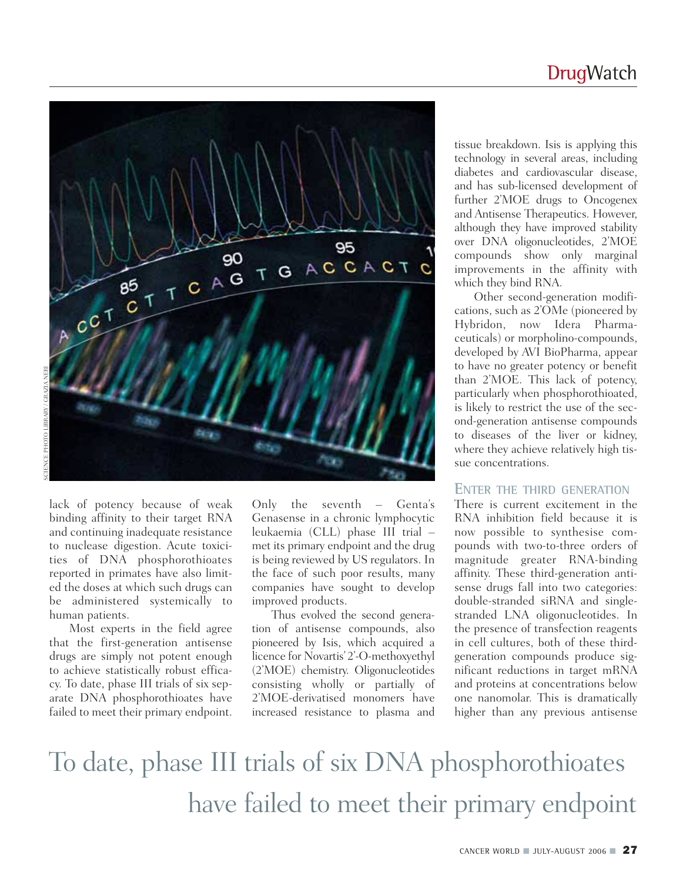lack of potency because of weak binding affinity to their target RNA and continuing inadequate resistance to nuclease digestion. Acute toxicities of DNA phosphorothioates reported in primates have also limited the doses at which such drugs can be administered systemically to human patients.

Most experts in the field agree that the first-generation antisense drugs are simply not potent enough to achieve statistically robust efficacy. To date, phase III trials of six separate DNA phosphorothioates have failed to meet their primary endpoint. Only the seventh – Genta's Genasense in a chronic lymphocytic leukaemia (CLL) phase III trial – met its primary endpoint and the drug is being reviewed by US regulators. In the face of such poor results, many companies have sought to develop improved products.

Thus evolved the second generation of antisense compounds, also pioneered by Isis, which acquired a licence for Novartis' 2'-O-methoxyethyl (2'MOE) chemistry. Oligonucleotides consisting wholly or partially of 2'MOE-derivatised monomers have increased resistance to plasma and tissue breakdown. Isis is applying this technology in several areas, including diabetes and cardiovascular disease, and has sub-licensed development of further 2'MOE drugs to Oncogenex and Antisense Therapeutics. However, although they have improved stability over DNA oligonucleotides, 2'MOE compounds show only marginal improvements in the affinity with which they bind RNA.

Other second-generation modifications, such as 2'OMe (pioneered by Hybridon, now Idera Pharmaceuticals) or morpholino-compounds, developed by AVI BioPharma, appear to have no greater potency or benefit than 2'MOE. This lack of potency, particularly when phosphorothioated, is likely to restrict the use of the second-generation antisense compounds to diseases of the liver or kidney, where they achieve relatively high tissue concentrations.

## Enter the third generation

There is current excitement in the RNA inhibition field because it is now possible to synthesise compounds with two-to-three orders of magnitude greater RNA-binding affinity. These third-generation antisense drugs fall into two categories: double-stranded siRNA and single-stranded LNA oligonucleotides. In the presence of transfection reagents in cell cultures, both of these third-generation compounds produce significant reductions in target mRNA and proteins at concentrations below one nanomolar. This is dramatically higher than any previous antisense

> To date, phase III trials of six DNA phosphorothioates have failed to meet their primary endpoint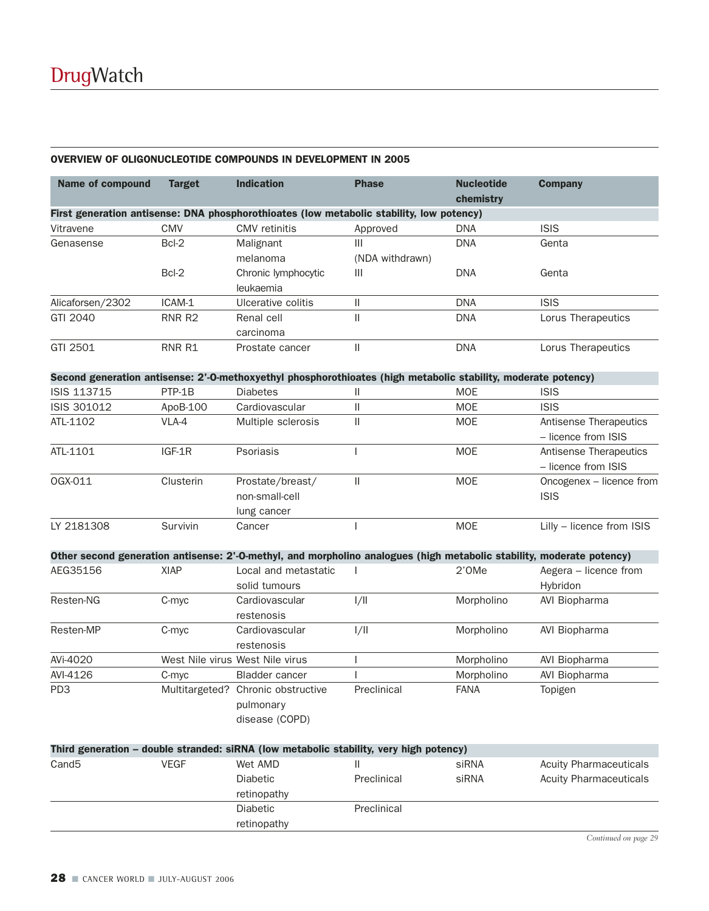## OVERVIEW OF OLIGONUCLEOTIDE COMPOUNDS IN DEVELOPMENT IN 2005

| Name of compound | Target | Indication | Phase | Nucleotide chemistry | Company |
|---|---|---|---|---|---|
| **First generation antisense: DNA phosphorothioates (low metabolic stability, low potency)** | | | | | |
| Vitravene | CMV | CMV retinitis | Approved | DNA | ISIS |
| Genasense | Bcl-2 | Malignant melanoma | III (NDA withdrawn) | DNA | Genta |
| | Bcl-2 | Chronic lymphocytic leukaemia | III | DNA | Genta |
| Alicaforsen/2302 | ICAM-1 | Ulcerative colitis | II | DNA | ISIS |
| GTI 2040 | RNR R2 | Renal cell carcinoma | II | DNA | Lorus Therapeutics |
| GTI 2501 | RNR R1 | Prostate cancer | II | DNA | Lorus Therapeutics |
| **Second generation antisense: 2'-O-methoxyethyl phosphorothioates (high metabolic stability, moderate potency)** | | | | | |
| ISIS 113715 | PTP-1B | Diabetes | II | MOE | ISIS |
| ISIS 301012 | ApoB-100 | Cardiovascular | II | MOE | ISIS |
| ATL-1102 | VLA-4 | Multiple sclerosis | II | MOE | Antisense Therapeutics – licence from ISIS |
| ATL-1101 | IGF-1R | Psoriasis | I | MOE | Antisense Therapeutics – licence from ISIS |
| OGX-011 | Clusterin | Prostate/breast/ non-small-cell lung cancer | II | MOE | Oncogenex – licence from ISIS |
| LY 2181308 | Survivin | Cancer | I | MOE | Lilly – licence from ISIS |
| **Other second generation antisense: 2'-O-methyl, and morpholino analogues (high metabolic stability, moderate potency)** | | | | | |
| AEG35156 | XIAP | Local and metastatic solid tumours | I | 2'OMe | Aegera – licence from Hybridon |
| Resten-NG | C-myc | Cardiovascular restenosis | I/II | Morpholino | AVI Biopharma |
| Resten-MP | C-myc | Cardiovascular restenosis | I/II | Morpholino | AVI Biopharma |
| AVi-4020 | West Nile virus | West Nile virus | I | Morpholino | AVI Biopharma |
| AVI-4126 | C-myc | Bladder cancer | I | Morpholino | AVI Biopharma |
| PD3 | Multitargeted? | Chronic obstructive pulmonary disease (COPD) | Preclinical | FANA | Topigen |
| **Third generation – double stranded: siRNA (low metabolic stability, very high potency)** | | | | | |
| Cand5 | VEGF | Wet AMD | II | siRNA | Acuity Pharmaceuticals |
| | | Diabetic retinopathy | Preclinical | siRNA | Acuity Pharmaceuticals |
| | | Diabetic retinopathy | Preclinical | | |

*Continued on page 29*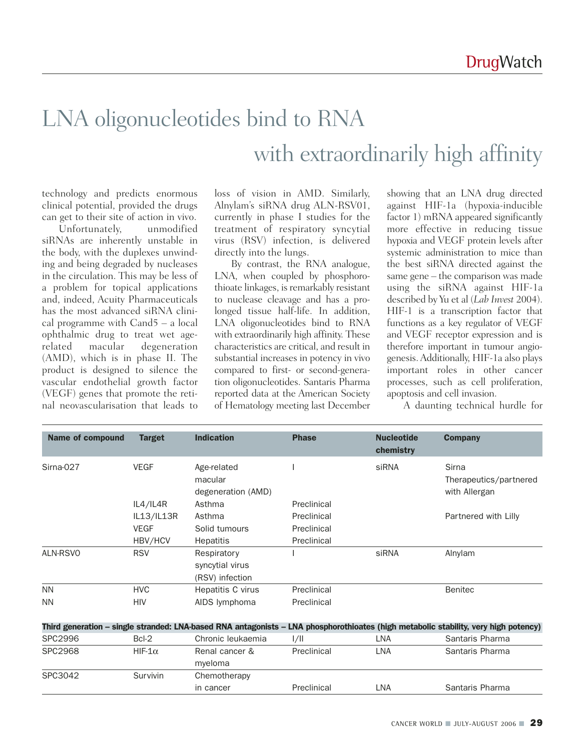# LNA oligonucleotides bind to RNA with extraordinarily high affinity

technology and predicts enormous clinical potential, provided the drugs can get to their site of action in vivo.

Unfortunately, unmodified siRNAs are inherently unstable in the body, with the duplexes unwinding and being degraded by nucleases in the circulation. This may be less of a problem for topical applications and, indeed, Acuity Pharmaceuticals has the most advanced siRNA clinical programme with Cand5 – a local ophthalmic drug to treat wet age-related macular degeneration (AMD), which is in phase II. The product is designed to silence the vascular endothelial growth factor (VEGF) genes that promote the retinal neovascularisation that leads to loss of vision in AMD. Similarly, Alnylam's siRNA drug ALN-RSV01, currently in phase I studies for the treatment of respiratory syncytial virus (RSV) infection, is delivered directly into the lungs.

By contrast, the RNA analogue, LNA, when coupled by phosphorothioate linkages, is remarkably resistant to nuclease cleavage and has a prolonged tissue half-life. In addition, LNA oligonucleotides bind to RNA with extraordinarily high affinity. These characteristics are critical, and result in substantial increases in potency in vivo compared to first- or second-generation oligonucleotides. Santaris Pharma reported data at the American Society of Hematology meeting last December showing that an LNA drug directed against HIF-1a (hypoxia-inducible factor 1) mRNA appeared significantly more effective in reducing tissue hypoxia and VEGF protein levels after systemic administration to mice than the best siRNA directed against the same gene – the comparison was made using the siRNA against HIF-1a described by Yu et al (*Lab Invest* 2004). HIF-1 is a transcription factor that functions as a key regulator of VEGF and VEGF receptor expression and is therefore important in tumour angiogenesis. Additionally, HIF-1a also plays important roles in other cancer processes, such as cell proliferation, apoptosis and cell invasion.

A daunting technical hurdle for

| Name of compound | Target | Indication | Phase | Nucleotide chemistry | Company |
|---|---|---|---|---|---|
| Sirna-027 | VEGF | Age-related macular degeneration (AMD) | I | siRNA | Sirna Therapeutics/partnered with Allergan |
| | IL4/IL4R | Asthma | Preclinical | | |
| | IL13/IL13R | Asthma | Preclinical | | Partnered with Lilly |
| | VEGF | Solid tumours | Preclinical | | |
| | HBV/HCV | Hepatitis | Preclinical | | |
| ALN-RSV0 | RSV | Respiratory syncytial virus (RSV) infection | I | siRNA | Alnylam |
| NN | HVC | Hepatitis C virus | Preclinical | | Benitec |
| NN | HIV | AIDS lymphoma | Preclinical | | |
| **Third generation – single stranded: LNA-based RNA antagonists – LNA phosphorothioates (high metabolic stability, very high potency)** | | | | | |
| SPC2996 | Bcl-2 | Chronic leukaemia | I/II | LNA | Santaris Pharma |
| SPC2968 | HIF-1α | Renal cancer & myeloma | Preclinical | LNA | Santaris Pharma |
| SPC3042 | Survivin | Chemotherapy in cancer | Preclinical | LNA | Santaris Pharma |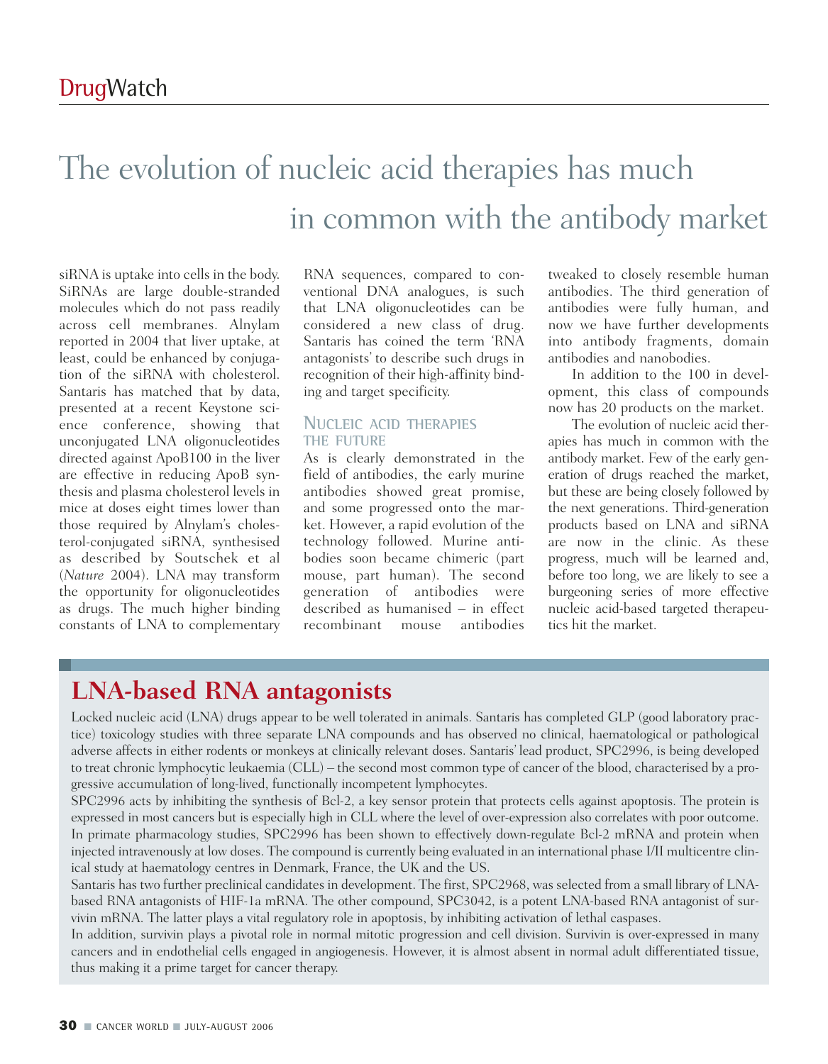# The evolution of nucleic acid therapies has much in common with the antibody market

siRNA is uptake into cells in the body. SiRNAs are large double-stranded molecules which do not pass readily across cell membranes. Alnylam reported in 2004 that liver uptake, at least, could be enhanced by conjugation of the siRNA with cholesterol. Santaris has matched that by data, presented at a recent Keystone science conference, showing that unconjugated LNA oligonucleotides directed against ApoB100 in the liver are effective in reducing ApoB synthesis and plasma cholesterol levels in mice at doses eight times lower than those required by Alnylam's cholesterol-conjugated siRNA, synthesised as described by Soutschek et al (*Nature* 2004). LNA may transform the opportunity for oligonucleotides as drugs. The much higher binding constants of LNA to complementary RNA sequences, compared to conventional DNA analogues, is such that LNA oligonucleotides can be considered a new class of drug. Santaris has coined the term 'RNA antagonists' to describe such drugs in recognition of their high-affinity binding and target specificity.

## Nucleic acid therapies the future

As is clearly demonstrated in the field of antibodies, the early murine antibodies showed great promise, and some progressed onto the market. However, a rapid evolution of the technology followed. Murine antibodies soon became chimeric (part mouse, part human). The second generation of antibodies were described as humanised – in effect recombinant mouse antibodies tweaked to closely resemble human antibodies. The third generation of antibodies were fully human, and now we have further developments into antibody fragments, domain antibodies and nanobodies.

In addition to the 100 in development, this class of compounds now has 20 products on the market.

The evolution of nucleic acid therapies has much in common with the antibody market. Few of the early generation of drugs reached the market, but these are being closely followed by the next generations. Third-generation products based on LNA and siRNA are now in the clinic. As these progress, much will be learned and, before too long, we are likely to see a burgeoning series of more effective nucleic acid-based targeted therapeutics hit the market.

## LNA-based RNA antagonists

Locked nucleic acid (LNA) drugs appear to be well tolerated in animals. Santaris has completed GLP (good laboratory practice) toxicology studies with three separate LNA compounds and has observed no clinical, haematological or pathological adverse affects in either rodents or monkeys at clinically relevant doses. Santaris' lead product, SPC2996, is being developed to treat chronic lymphocytic leukaemia (CLL) – the second most common type of cancer of the blood, characterised by a progressive accumulation of long-lived, functionally incompetent lymphocytes.

SPC2996 acts by inhibiting the synthesis of Bcl-2, a key sensor protein that protects cells against apoptosis. The protein is expressed in most cancers but is especially high in CLL where the level of over-expression also correlates with poor outcome. In primate pharmacology studies, SPC2996 has been shown to effectively down-regulate Bcl-2 mRNA and protein when injected intravenously at low doses. The compound is currently being evaluated in an international phase I/II multicentre clinical study at haematology centres in Denmark, France, the UK and the US.

Santaris has two further preclinical candidates in development. The first, SPC2968, was selected from a small library of LNA-based RNA antagonists of HIF-1a mRNA. The other compound, SPC3042, is a potent LNA-based RNA antagonist of survivin mRNA. The latter plays a vital regulatory role in apoptosis, by inhibiting activation of lethal caspases.

In addition, survivin plays a pivotal role in normal mitotic progression and cell division. Survivin is over-expressed in many cancers and in endothelial cells engaged in angiogenesis. However, it is almost absent in normal adult differentiated tissue, thus making it a prime target for cancer therapy.